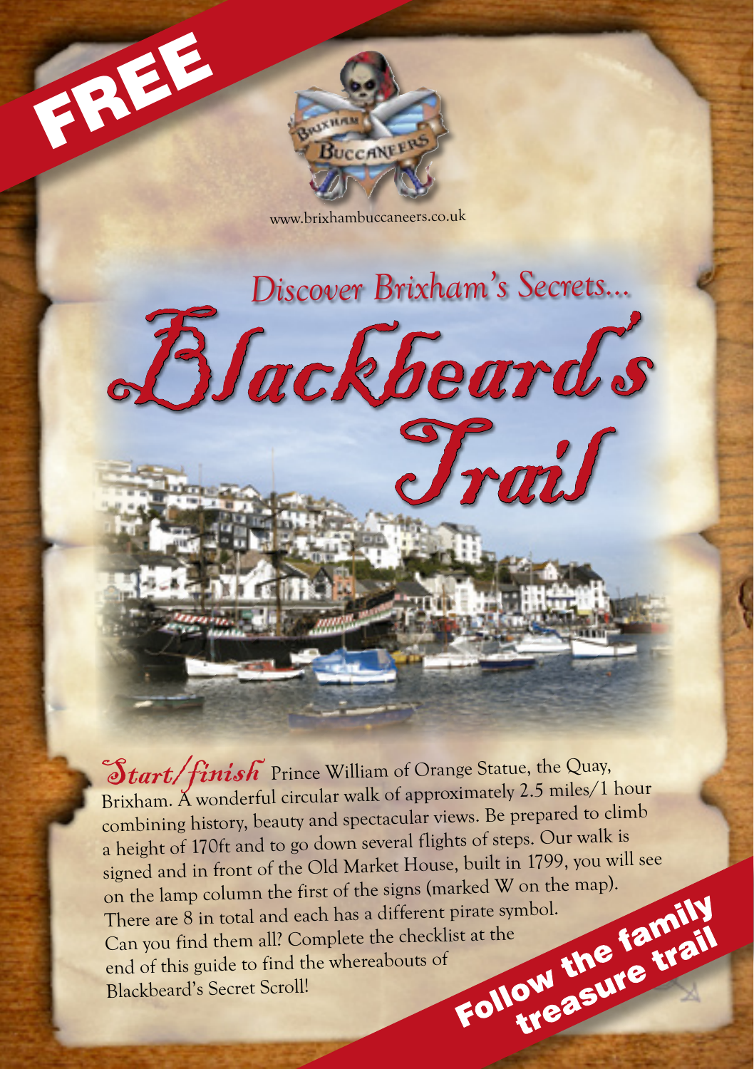FREE

Brixham Buccaneers

www.brixhambuccaneers.co.uk

## Discover Brixham's Secrets...

# Blackbeard's Trail

***Start/finish*** Prince William of Orange Statue, the Quay, Brixham. A wonderful circular walk of approximately 2.5 miles/1 hour combining history, beauty and spectacular views. Be prepared to climb a height of 170ft and to go down several flights of steps. Our walk is signed and in front of the Old Market House, built in 1799, you will see on the lamp column the first of the signs (marked W on the map). There are 8 in total and each has a different pirate symbol. Can you find them all? Complete the checklist at the end of this guide to find the whereabouts of Blackbeard's Secret Scroll!

**Follow the family treasure trail**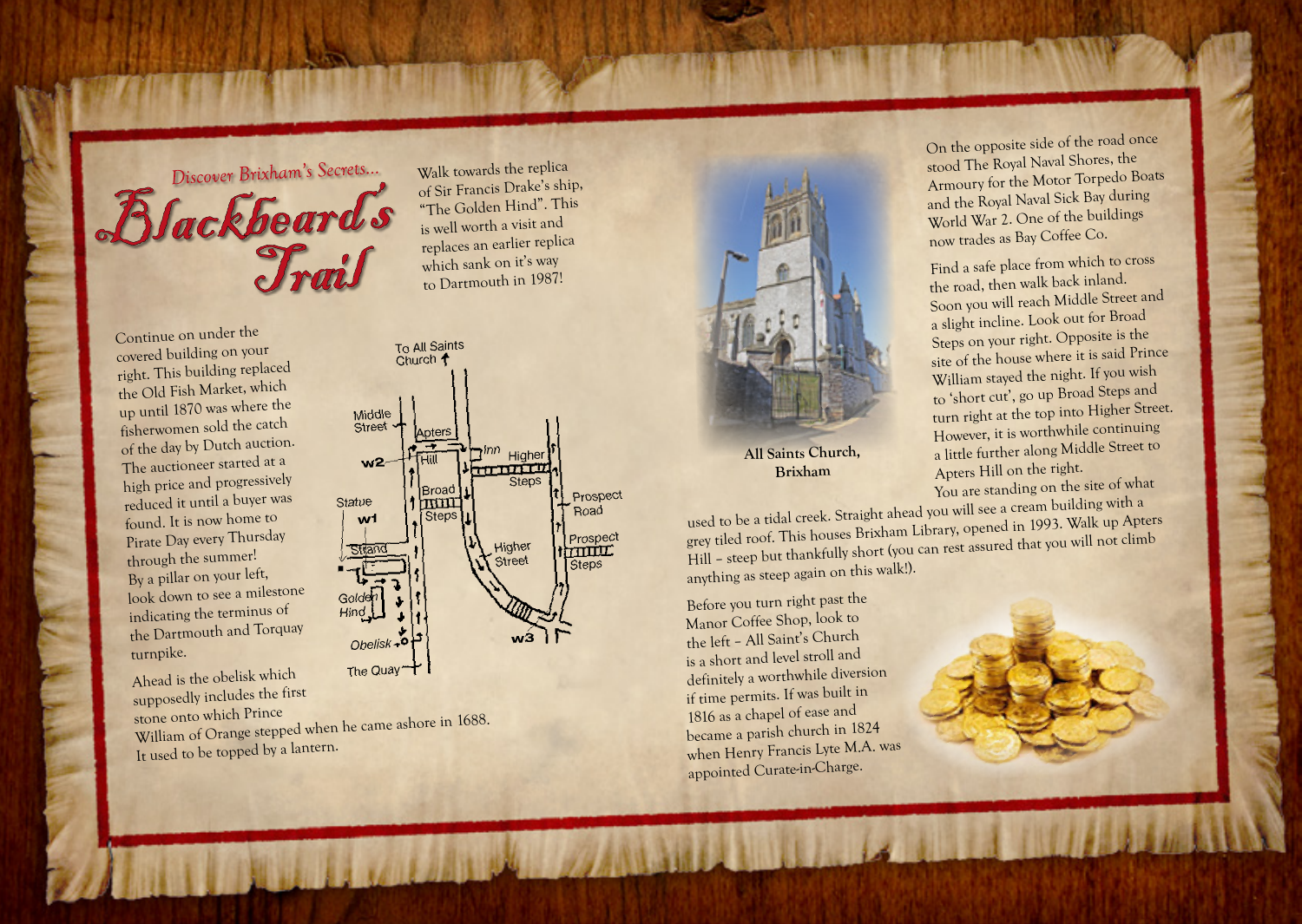*Discover Brixham's Secrets...*

# Blackbeard's Trail

Walk towards the replica of Sir Francis Drake's ship, "The Golden Hind". This is well worth a visit and replaces an earlier replica which sank on it's way to Dartmouth in 1987!

Continue on under the covered building on your right. This building replaced the Old Fish Market, which up until 1870 was where the fisherwomen sold the catch of the day by Dutch auction. The auctioneer started at a high price and progressively reduced it until a buyer was found. It is now home to Pirate Day every Thursday through the summer!

By a pillar on your left, look down to see a milestone indicating the terminus of the Dartmouth and Torquay turnpike.

Ahead is the obelisk which supposedly includes the first stone onto which Prince William of Orange stepped when he came ashore in 1688. It used to be topped by a lantern.

To All Saints Church

Middle Street

Apters Hill

Inn

Higher Steps

Prospect Road

w2

Broad Steps

Statue

w1

Strand

Higher Street

Prospect Steps

Golden Hind

Obelisk

w3

The Quay

**All Saints Church, Brixham**

On the opposite side of the road once stood The Royal Naval Shores, the Armoury for the Motor Torpedo Boats and the Royal Naval Sick Bay during World War 2. One of the buildings now trades as Bay Coffee Co.

Find a safe place from which to cross the road, then walk back inland. Soon you will reach Middle Street and a slight incline. Look out for Broad Steps on your right. Opposite is the site of the house where it is said Prince William stayed the night. If you wish to 'short cut', go up Broad Steps and turn right at the top into Higher Street. However, it is worthwhile continuing a little further along Middle Street to Apters Hill on the right.

You are standing on the site of what used to be a tidal creek. Straight ahead you will see a cream building with a grey tiled roof. This houses Brixham Library, opened in 1993. Walk up Apters Hill – steep but thankfully short (you can rest assured that you will not climb anything as steep again on this walk!).

Before you turn right past the Manor Coffee Shop, look to the left – All Saint's Church is a short and level stroll and definitely a worthwhile diversion if time permits. If was built in 1816 as a chapel of ease and became a parish church in 1824 when Henry Francis Lyte M.A. was appointed Curate-in-Charge.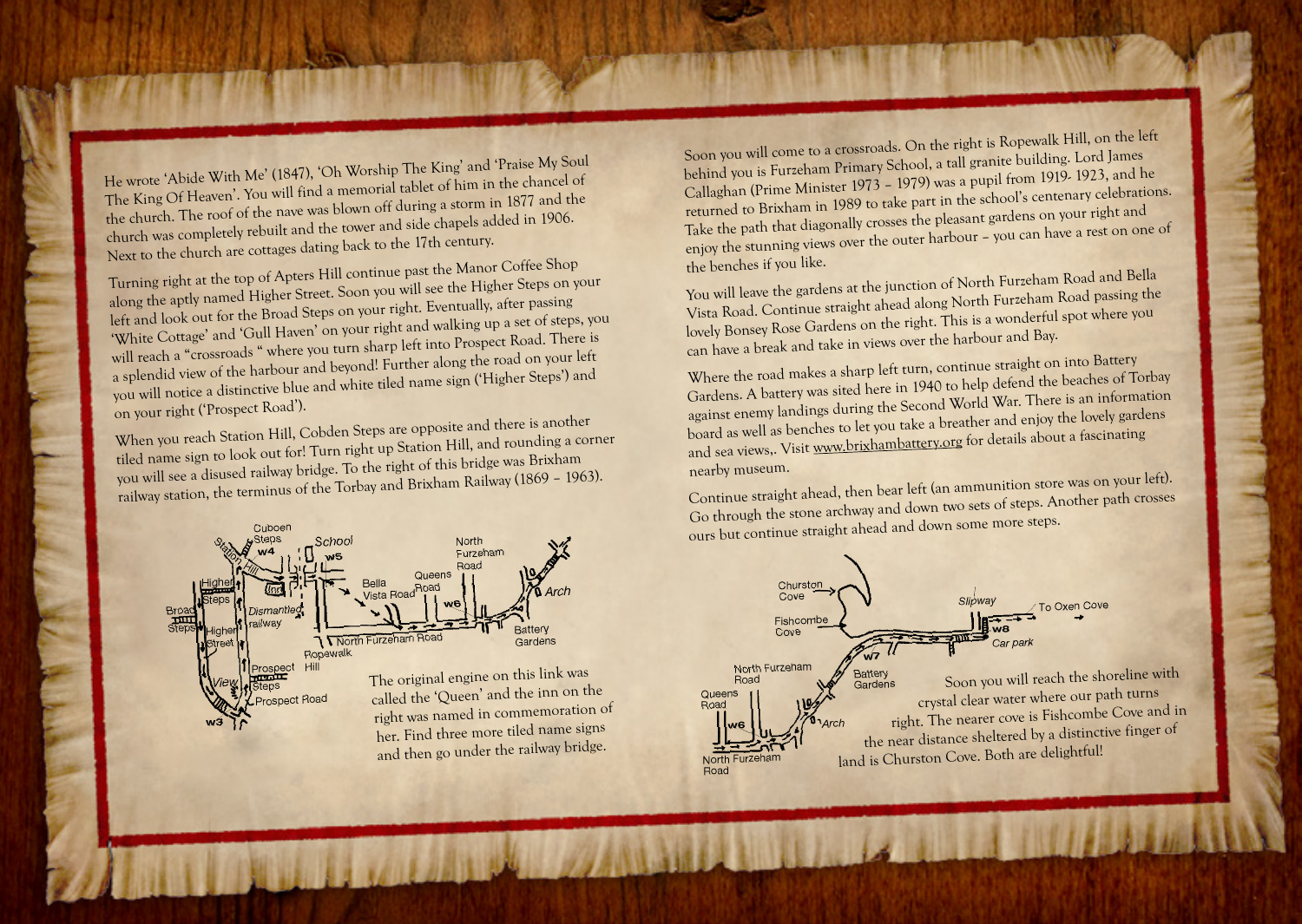He wrote 'Abide With Me' (1847), 'Oh Worship The King' and 'Praise My Soul The King Of Heaven'. You will find a memorial tablet of him in the chancel of the church. The roof of the nave was blown off during a storm in 1877 and the church was completely rebuilt and the tower and side chapels added in 1906. Next to the church are cottages dating back to the 17th century.

Turning right at the top of Apters Hill continue past the Manor Coffee Shop along the aptly named Higher Street. Soon you will see the Higher Steps on your left and look out for the Broad Steps on your right. Eventually, after passing 'White Cottage' and 'Gull Haven' on your right and walking up a set of steps, you will reach a "crossroads " where you turn sharp left into Prospect Road. There is a splendid view of the harbour and beyond! Further along the road on your left you will notice a distinctive blue and white tiled name sign ('Higher Steps') and on your right ('Prospect Road').

When you reach Station Hill, Cobden Steps are opposite and there is another tiled name sign to look out for! Turn right up Station Hill, and rounding a corner you will see a disused railway bridge. To the right of this bridge was Brixham railway station, the terminus of the Torbay and Brixham Railway (1869 – 1963).

The original engine on this link was called the 'Queen' and the inn on the right was named in commemoration of her. Find three more tiled name signs and then go under the railway bridge.

Soon you will come to a crossroads. On the right is Ropewalk Hill, on the left behind you is Furzeham Primary School, a tall granite building. Lord James Callaghan (Prime Minister 1973 – 1979) was a pupil from 1919- 1923, and he returned to Brixham in 1989 to take part in the school's centenary celebrations. Take the path that diagonally crosses the pleasant gardens on your right and enjoy the stunning views over the outer harbour – you can have a rest on one of the benches if you like.

You will leave the gardens at the junction of North Furzeham Road and Bella Vista Road. Continue straight ahead along North Furzeham Road passing the lovely Bonsey Rose Gardens on the right. This is a wonderful spot where you can have a break and take in views over the harbour and Bay.

Where the road makes a sharp left turn, continue straight on into Battery Gardens. A battery was sited here in 1940 to help defend the beaches of Torbay against enemy landings during the Second World War. There is an information board as well as benches to let you take a breather and enjoy the lovely gardens and sea views,. Visit www.brixhambattery.org for details about a fascinating nearby museum.

Continue straight ahead, then bear left (an ammunition store was on your left). Go through the stone archway and down two sets of steps. Another path crosses ours but continue straight ahead and down some more steps.

Soon you will reach the shoreline with crystal clear water where our path turns right. The nearer cove is Fishcombe Cove and in the near distance sheltered by a distinctive finger of land is Churston Cove. Both are delightful!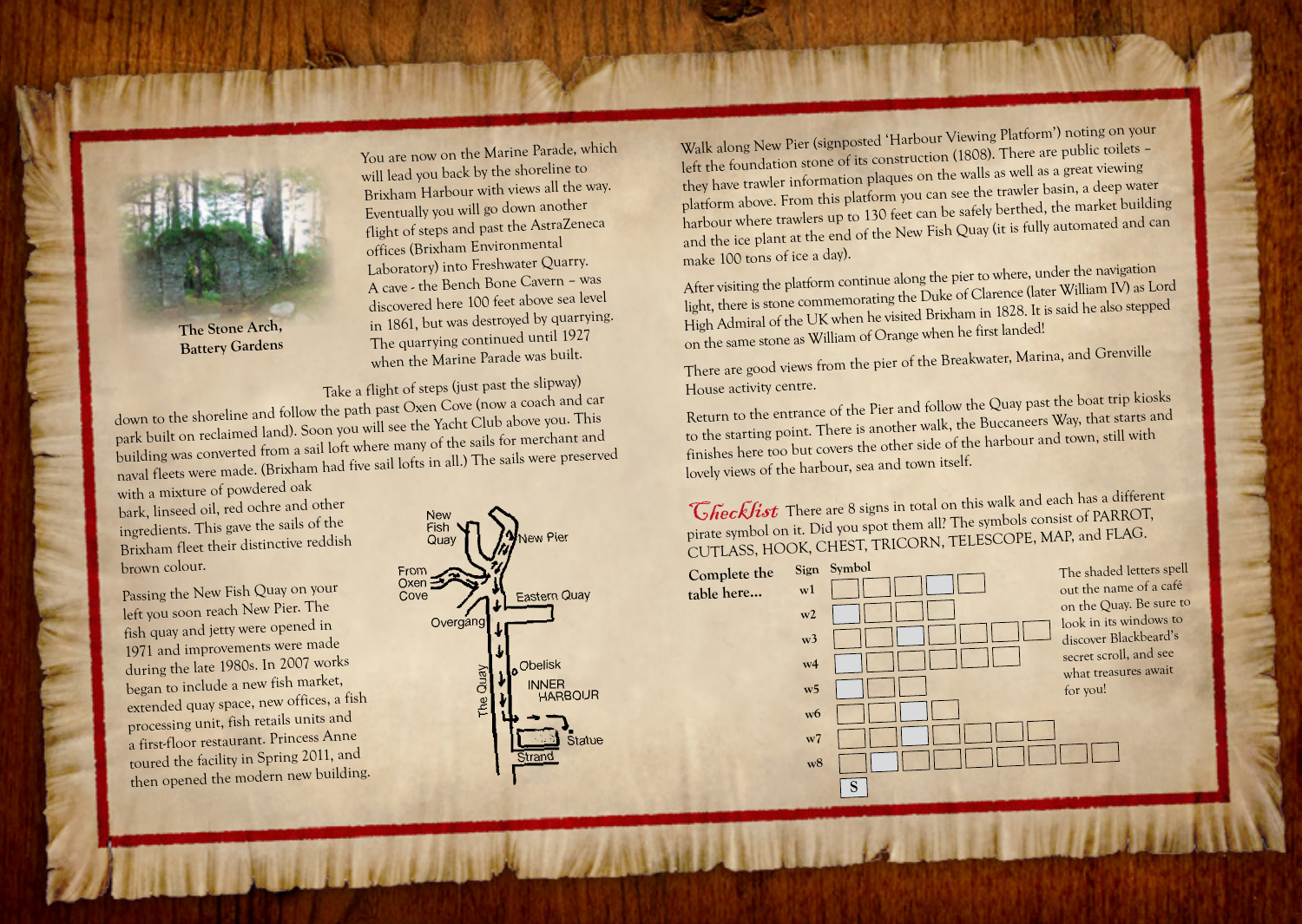The Stone Arch, Battery Gardens

You are now on the Marine Parade, which will lead you back by the shoreline to Brixham Harbour with views all the way. Eventually you will go down another flight of steps and past the AstraZeneca offices (Brixham Environmental Laboratory) into Freshwater Quarry. A cave - the Bench Bone Cavern – was discovered here 100 feet above sea level in 1861, but was destroyed by quarrying. The quarrying continued until 1927 when the Marine Parade was built.

Take a flight of steps (just past the slipway) down to the shoreline and follow the path past Oxen Cove (now a coach and car park built on reclaimed land). Soon you will see the Yacht Club above you. This building was converted from a sail loft where many of the sails for merchant and naval fleets were made. (Brixham had five sail lofts in all.) The sails were preserved with a mixture of powdered oak bark, linseed oil, red ochre and other ingredients. This gave the sails of the Brixham fleet their distinctive reddish brown colour.

Passing the New Fish Quay on your left you soon reach New Pier. The fish quay and jetty were opened in 1971 and improvements were made during the late 1980s. In 2007 works began to include a new fish market, extended quay space, new offices, a fish processing unit, fish retails units and a first-floor restaurant. Princess Anne toured the facility in Spring 2011, and then opened the modern new building.

New Fish Quay · New Pier · From Oxen Cove · Eastern Quay · Overgang · The Quay · Obelisk · INNER HARBOUR · Statue · Strand

Walk along New Pier (signposted 'Harbour Viewing Platform') noting on your left the foundation stone of its construction (1808). There are public toilets – they have trawler information plaques on the walls as well as a great viewing platform above. From this platform you can see the trawler basin, a deep water harbour where trawlers up to 130 feet can be safely berthed, the market building and the ice plant at the end of the New Fish Quay (it is fully automated and can make 100 tons of ice a day).

After visiting the platform continue along the pier to where, under the navigation light, there is stone commemorating the Duke of Clarence (later William IV) as Lord High Admiral of the UK when he visited Brixham in 1828. It is said he also stepped on the same stone as William of Orange when he first landed!

There are good views from the pier of the Breakwater, Marina, and Grenville House activity centre.

Return to the entrance of the Pier and follow the Quay past the boat trip kiosks to the starting point. There is another walk, the Buccaneers Way, that starts and finishes here too but covers the other side of the harbour and town, still with lovely views of the harbour, sea and town itself.

## Checklist

There are 8 signs in total on this walk and each has a different pirate symbol on it. Did you spot them all? The symbols consist of PARROT, CUTLASS, HOOK, CHEST, TRICORN, TELESCOPE, MAP, and FLAG.

**Complete the table here...**

| Sign | Symbol |
| --- | --- |
| w1 | ☐ ☐ ☐ ■ ☐ |
| w2 | ■ ☐ ☐ ☐ |
| w3 | ☐ ☐ ■ ☐ ☐ ☐ ☐ |
| w4 | ■ ☐ ☐ ☐ ☐ ☐ |
| w5 | ■ ☐ ☐ |
| w6 | ☐ ☐ ■ ☐ |
| w7 | ☐ ☐ ■ ☐ ☐ ☐ ☐ |
| w8 | ☐ ■ ☐ ☐ ☐ ☐ ☐ ☐ ☐ |
| | S |

The shaded letters spell out the name of a café on the Quay. Be sure to look in its windows to discover Blackbeard's secret scroll, and see what treasures await for you!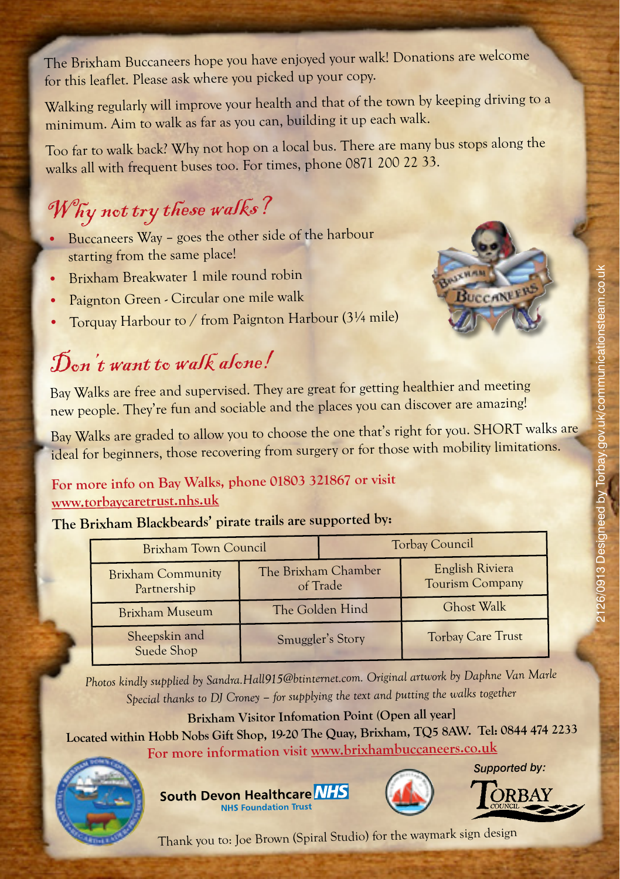The Brixham Buccaneers hope you have enjoyed your walk! Donations are welcome for this leaflet. Please ask where you picked up your copy.

Walking regularly will improve your health and that of the town by keeping driving to a minimum. Aim to walk as far as you can, building it up each walk.

Too far to walk back? Why not hop on a local bus. There are many bus stops along the walks all with frequent buses too. For times, phone 0871 200 22 33.

## Why not try these walks?

- Buccaneers Way – goes the other side of the harbour starting from the same place!
- Brixham Breakwater 1 mile round robin
- Paignton Green - Circular one mile walk
- Torquay Harbour to / from Paignton Harbour (3¼ mile)

## Don't want to walk alone!

Bay Walks are free and supervised. They are great for getting healthier and meeting new people. They're fun and sociable and the places you can discover are amazing!

Bay Walks are graded to allow you to choose the one that's right for you. SHORT walks are ideal for beginners, those recovering from surgery or for those with mobility limitations.

**For more info on Bay Walks, phone 01803 321867 or visit www.torbaycaretrust.nhs.uk**

**The Brixham Blackbeards' pirate trails are supported by:**

| | | |
|---|---|---|
| Brixham Town Council | | Torbay Council |
| Brixham Community Partnership | The Brixham Chamber of Trade | English Riviera Tourism Company |
| Brixham Museum | The Golden Hind | Ghost Walk |
| Sheepskin and Suede Shop | Smuggler's Story | Torbay Care Trust |

*Photos kindly supplied by Sandra.Hall915@btinternet.com. Original artwork by Daphne Van Marle*
*Special thanks to DJ Croney – for supplying the text and putting the walks together*

**Brixham Visitor Infomation Point (Open all year)**
**Located within Hobb Nobs Gift Shop, 19-20 The Quay, Brixham, TQ5 8AW. Tel: 0844 474 2233**
**For more information visit www.brixhambuccaneers.co.uk**

South Devon Healthcare NHS Foundation Trust

*Supported by:* Torbay Council

Thank you to: Joe Brown (Spiral Studio) for the waymark sign design

2126/0913 Designed by Torbay.gov.uk/communicationsteam.co.uk